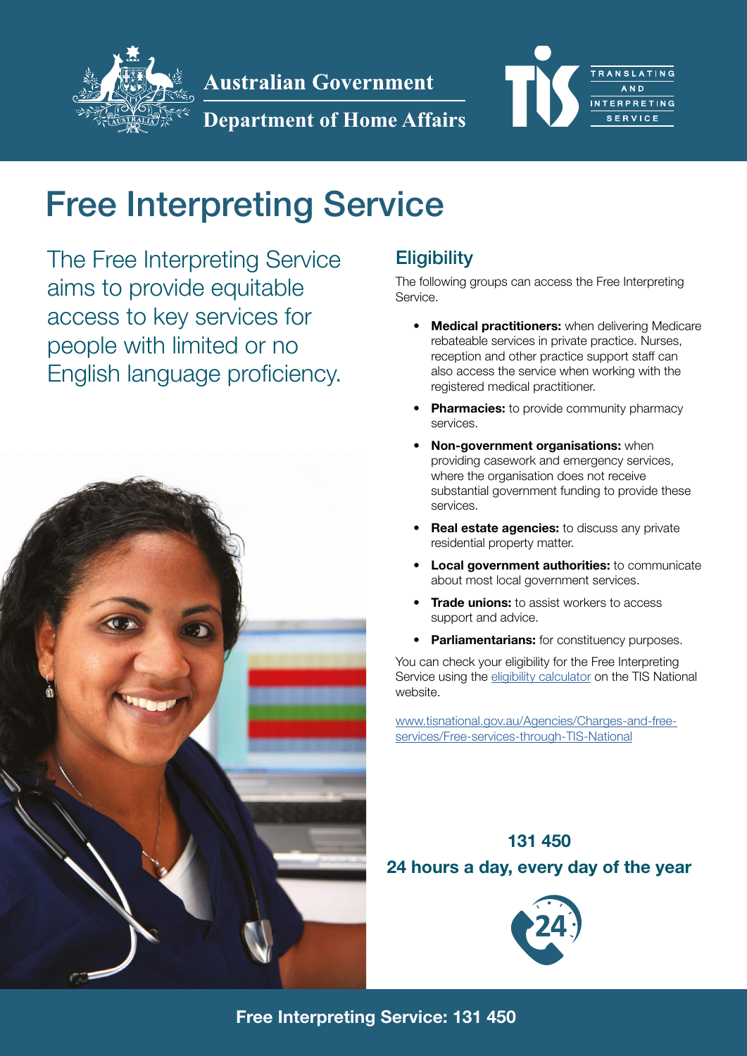Australian Government

Department of Home Affairs

TRANSLATING AND INTERPRETING SERVICE

# Free Interpreting Service

The Free Interpreting Service aims to provide equitable access to key services for people with limited or no English language proficiency.

## Eligibility

The following groups can access the Free Interpreting Service.

- **Medical practitioners:** when delivering Medicare rebateable services in private practice. Nurses, reception and other practice support staff can also access the service when working with the registered medical practitioner.
- **Pharmacies:** to provide community pharmacy services.
- **Non-government organisations:** when providing casework and emergency services, where the organisation does not receive substantial government funding to provide these services.
- **Real estate agencies:** to discuss any private residential property matter.
- **Local government authorities:** to communicate about most local government services.
- **Trade unions:** to assist workers to access support and advice.
- **Parliamentarians:** for constituency purposes.

You can check your eligibility for the Free Interpreting Service using the eligibility calculator on the TIS National website.

www.tisnational.gov.au/Agencies/Charges-and-free-services/Free-services-through-TIS-National

**131 450**

**24 hours a day, every day of the year**

**Free Interpreting Service: 131 450**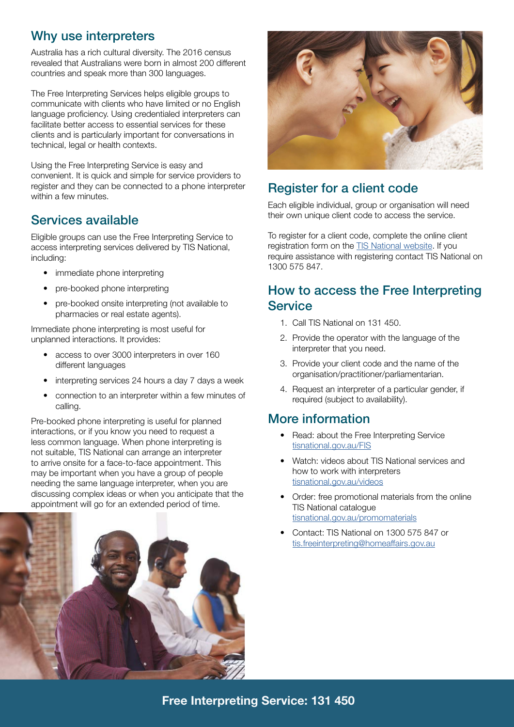## Why use interpreters

Australia has a rich cultural diversity. The 2016 census revealed that Australians were born in almost 200 different countries and speak more than 300 languages.

The Free Interpreting Services helps eligible groups to communicate with clients who have limited or no English language proficiency. Using credentialed interpreters can facilitate better access to essential services for these clients and is particularly important for conversations in technical, legal or health contexts.

Using the Free Interpreting Service is easy and convenient. It is quick and simple for service providers to register and they can be connected to a phone interpreter within a few minutes.

## Services available

Eligible groups can use the Free Interpreting Service to access interpreting services delivered by TIS National, including:

- immediate phone interpreting
- pre-booked phone interpreting
- pre-booked onsite interpreting (not available to pharmacies or real estate agents).

Immediate phone interpreting is most useful for unplanned interactions. It provides:

- access to over 3000 interpreters in over 160 different languages
- interpreting services 24 hours a day 7 days a week
- connection to an interpreter within a few minutes of calling.

Pre-booked phone interpreting is useful for planned interactions, or if you know you need to request a less common language. When phone interpreting is not suitable, TIS National can arrange an interpreter to arrive onsite for a face-to-face appointment. This may be important when you have a group of people needing the same language interpreter, when you are discussing complex ideas or when you anticipate that the appointment will go for an extended period of time.

## Register for a client code

Each eligible individual, group or organisation will need their own unique client code to access the service.

To register for a client code, complete the online client registration form on the TIS National website. If you require assistance with registering contact TIS National on 1300 575 847.

## How to access the Free Interpreting Service

1. Call TIS National on 131 450.
2. Provide the operator with the language of the interpreter that you need.
3. Provide your client code and the name of the organisation/practitioner/parliamentarian.
4. Request an interpreter of a particular gender, if required (subject to availability).

## More information

- Read: about the Free Interpreting Service tisnational.gov.au/FIS
- Watch: videos about TIS National services and how to work with interpreters tisnational.gov.au/videos
- Order: free promotional materials from the online TIS National catalogue tisnational.gov.au/promomaterials
- Contact: TIS National on 1300 575 847 or tis.freeinterpreting@homeaffairs.gov.au

**Free Interpreting Service: 131 450**